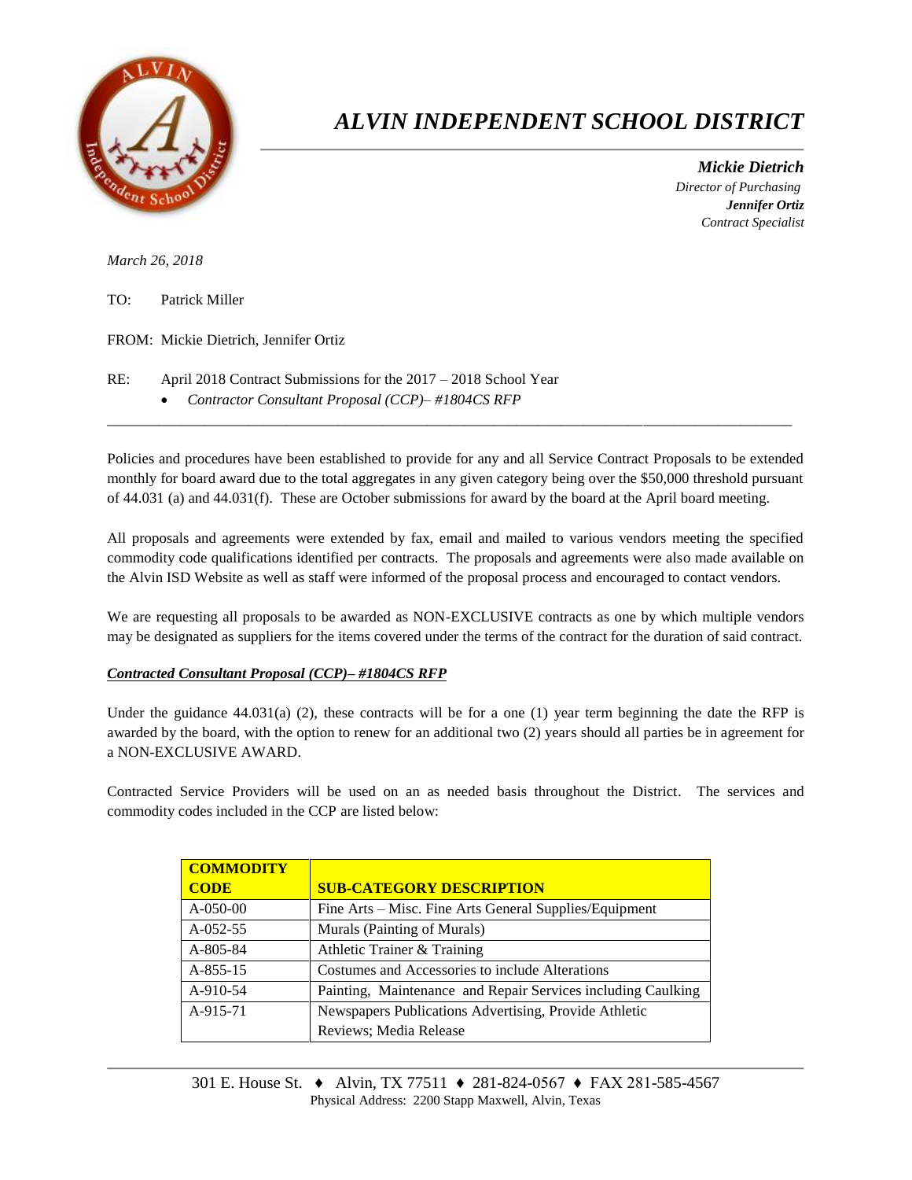# *ALVIN INDEPENDENT SCHOOL DISTRICT*

***Mickie Dietrich***
*Director of Purchasing*
***Jennifer Ortiz***
*Contract Specialist*

*March 26, 2018*

TO: Patrick Miller

FROM: Mickie Dietrich, Jennifer Ortiz

RE: April 2018 Contract Submissions for the 2017 – 2018 School Year

- *Contractor Consultant Proposal (CCP)– #1804CS RFP*

---

Policies and procedures have been established to provide for any and all Service Contract Proposals to be extended monthly for board award due to the total aggregates in any given category being over the $50,000 threshold pursuant of 44.031 (a) and 44.031(f). These are October submissions for award by the board at the April board meeting.

All proposals and agreements were extended by fax, email and mailed to various vendors meeting the specified commodity code qualifications identified per contracts. The proposals and agreements were also made available on the Alvin ISD Website as well as staff were informed of the proposal process and encouraged to contact vendors.

We are requesting all proposals to be awarded as NON-EXCLUSIVE contracts as one by which multiple vendors may be designated as suppliers for the items covered under the terms of the contract for the duration of said contract.

***Contracted Consultant Proposal (CCP)– #1804CS RFP***

Under the guidance 44.031(a) (2), these contracts will be for a one (1) year term beginning the date the RFP is awarded by the board, with the option to renew for an additional two (2) years should all parties be in agreement for a NON-EXCLUSIVE AWARD.

Contracted Service Providers will be used on an as needed basis throughout the District. The services and commodity codes included in the CCP are listed below:

| COMMODITY CODE | SUB-CATEGORY DESCRIPTION |
|---|---|
| A-050-00 | Fine Arts – Misc. Fine Arts General Supplies/Equipment |
| A-052-55 | Murals (Painting of Murals) |
| A-805-84 | Athletic Trainer & Training |
| A-855-15 | Costumes and Accessories to include Alterations |
| A-910-54 | Painting, Maintenance and Repair Services including Caulking |
| A-915-71 | Newspapers Publications Advertising, Provide Athletic Reviews; Media Release |

301 E. House St. ♦ Alvin, TX 77511 ♦ 281-824-0567 ♦ FAX 281-585-4567
Physical Address: 2200 Stapp Maxwell, Alvin, Texas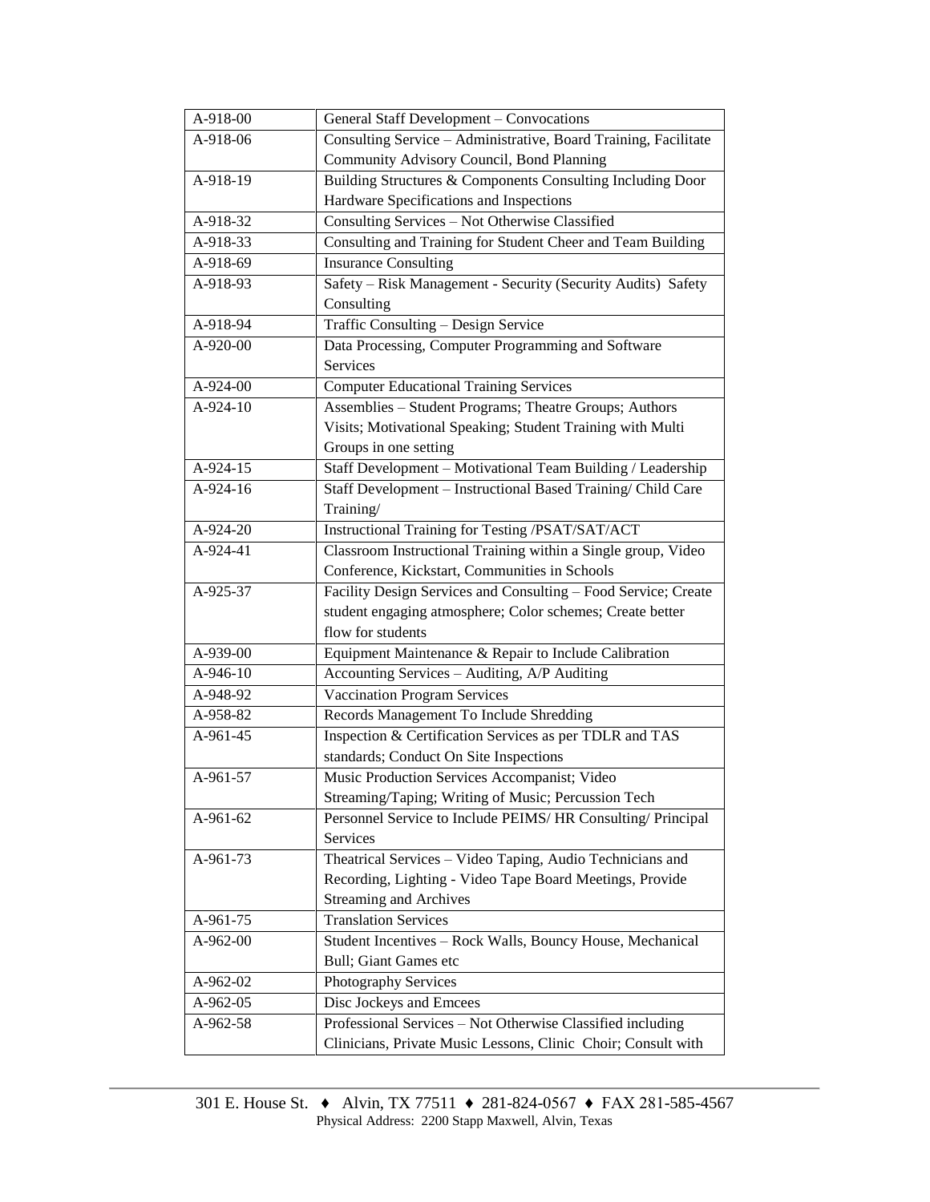| A-918-00 | General Staff Development – Convocations |
|---|---|
| A-918-06 | Consulting Service – Administrative, Board Training, Facilitate Community Advisory Council, Bond Planning |
| A-918-19 | Building Structures & Components Consulting Including Door Hardware Specifications and Inspections |
| A-918-32 | Consulting Services – Not Otherwise Classified |
| A-918-33 | Consulting and Training for Student Cheer and Team Building |
| A-918-69 | Insurance Consulting |
| A-918-93 | Safety – Risk Management - Security (Security Audits) Safety Consulting |
| A-918-94 | Traffic Consulting – Design Service |
| A-920-00 | Data Processing, Computer Programming and Software Services |
| A-924-00 | Computer Educational Training Services |
| A-924-10 | Assemblies – Student Programs; Theatre Groups; Authors Visits; Motivational Speaking; Student Training with Multi Groups in one setting |
| A-924-15 | Staff Development – Motivational Team Building / Leadership |
| A-924-16 | Staff Development – Instructional Based Training/ Child Care Training/ |
| A-924-20 | Instructional Training for Testing /PSAT/SAT/ACT |
| A-924-41 | Classroom Instructional Training within a Single group, Video Conference, Kickstart, Communities in Schools |
| A-925-37 | Facility Design Services and Consulting – Food Service; Create student engaging atmosphere; Color schemes; Create better flow for students |
| A-939-00 | Equipment Maintenance & Repair to Include Calibration |
| A-946-10 | Accounting Services – Auditing, A/P Auditing |
| A-948-92 | Vaccination Program Services |
| A-958-82 | Records Management To Include Shredding |
| A-961-45 | Inspection & Certification Services as per TDLR and TAS standards; Conduct On Site Inspections |
| A-961-57 | Music Production Services Accompanist; Video Streaming/Taping; Writing of Music; Percussion Tech |
| A-961-62 | Personnel Service to Include PEIMS/ HR Consulting/ Principal Services |
| A-961-73 | Theatrical Services – Video Taping, Audio Technicians and Recording, Lighting - Video Tape Board Meetings, Provide Streaming and Archives |
| A-961-75 | Translation Services |
| A-962-00 | Student Incentives – Rock Walls, Bouncy House, Mechanical Bull; Giant Games etc |
| A-962-02 | Photography Services |
| A-962-05 | Disc Jockeys and Emcees |
| A-962-58 | Professional Services – Not Otherwise Classified including Clinicians, Private Music Lessons, Clinic Choir; Consult with |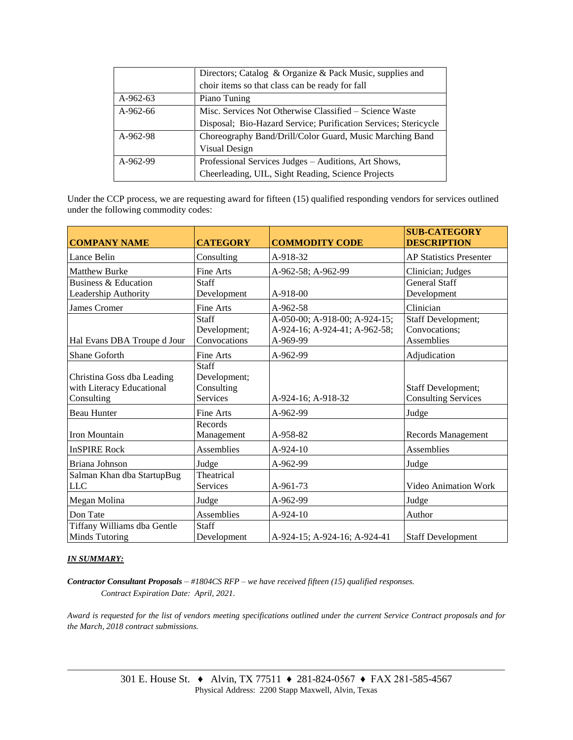| | |
|---|---|
| | Directors; Catalog & Organize & Pack Music, supplies and choir items so that class can be ready for fall |
| A-962-63 | Piano Tuning |
| A-962-66 | Misc. Services Not Otherwise Classified – Science Waste Disposal; Bio-Hazard Service; Purification Services; Stericycle |
| A-962-98 | Choreography Band/Drill/Color Guard, Music Marching Band Visual Design |
| A-962-99 | Professional Services Judges – Auditions, Art Shows, Cheerleading, UIL, Sight Reading, Science Projects |

Under the CCP process, we are requesting award for fifteen (15) qualified responding vendors for services outlined under the following commodity codes:

| COMPANY NAME | CATEGORY | COMMODITY CODE | SUB-CATEGORY DESCRIPTION |
|---|---|---|---|
| Lance Belin | Consulting | A-918-32 | AP Statistics Presenter |
| Matthew Burke | Fine Arts | A-962-58; A-962-99 | Clinician; Judges |
| Business & Education Leadership Authority | Staff Development | A-918-00 | General Staff Development |
| James Cromer | Fine Arts | A-962-58 | Clinician |
| Hal Evans DBA Troupe d Jour | Staff Development; Convocations | A-050-00; A-918-00; A-924-15; A-924-16; A-924-41; A-962-58; A-969-99 | Staff Development; Convocations; Assemblies |
| Shane Goforth | Fine Arts | A-962-99 | Adjudication |
| Christina Goss dba Leading with Literacy Educational Consulting | Staff Development; Consulting Services | A-924-16; A-918-32 | Staff Development; Consulting Services |
| Beau Hunter | Fine Arts | A-962-99 | Judge |
| Iron Mountain | Records Management | A-958-82 | Records Management |
| InSPIRE Rock | Assemblies | A-924-10 | Assemblies |
| Briana Johnson | Judge | A-962-99 | Judge |
| Salman Khan dba StartupBug LLC | Theatrical Services | A-961-73 | Video Animation Work |
| Megan Molina | Judge | A-962-99 | Judge |
| Don Tate | Assemblies | A-924-10 | Author |
| Tiffany Williams dba Gentle Minds Tutoring | Staff Development | A-924-15; A-924-16; A-924-41 | Staff Development |

***IN SUMMARY:***

***Contractor Consultant Proposals*** *– #1804CS RFP – we have received fifteen (15) qualified responses.*
*Contract Expiration Date: April, 2021.*

*Award is requested for the list of vendors meeting specifications outlined under the current Service Contract proposals and for the March, 2018 contract submissions.*